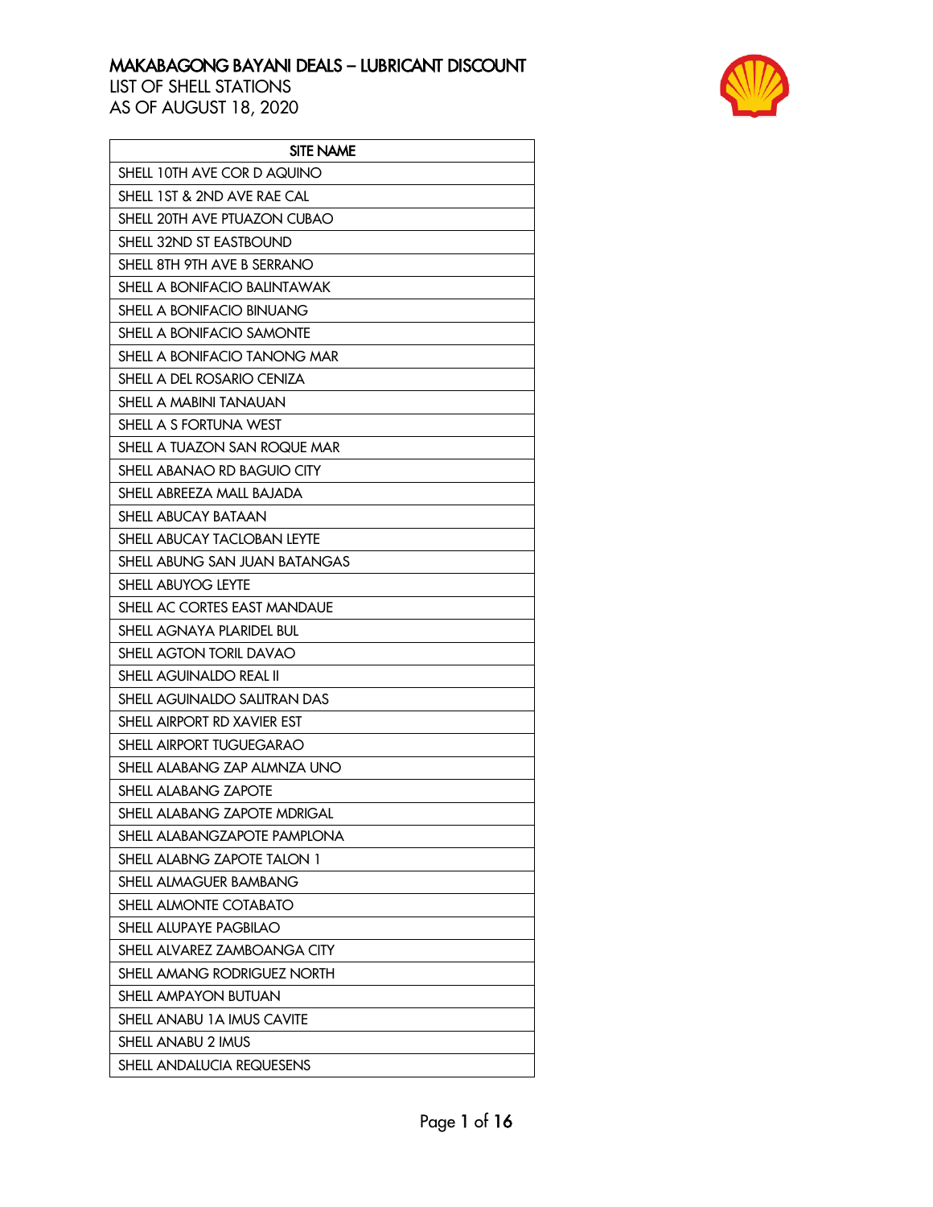# MAKABAGONG BAYANI DEALS – LUBRICANT DISCOUNT

LIST OF SHELL STATIONS
AS OF AUGUST 18, 2020

| SITE NAME |
|---|
| SHELL 10TH AVE COR D AQUINO |
| SHELL 1ST & 2ND AVE RAE CAL |
| SHELL 20TH AVE PTUAZON CUBAO |
| SHELL 32ND ST EASTBOUND |
| SHELL 8TH 9TH AVE B SERRANO |
| SHELL A BONIFACIO BALINTAWAK |
| SHELL A BONIFACIO BINUANG |
| SHELL A BONIFACIO SAMONTE |
| SHELL A BONIFACIO TANONG MAR |
| SHELL A DEL ROSARIO CENIZA |
| SHELL A MABINI TANAUAN |
| SHELL A S FORTUNA WEST |
| SHELL A TUAZON SAN ROQUE MAR |
| SHELL ABANAO RD BAGUIO CITY |
| SHELL ABREEZA MALL BAJADA |
| SHELL ABUCAY BATAAN |
| SHELL ABUCAY TACLOBAN LEYTE |
| SHELL ABUNG SAN JUAN BATANGAS |
| SHELL ABUYOG LEYTE |
| SHELL AC CORTES EAST MANDAUE |
| SHELL AGNAYA PLARIDEL BUL |
| SHELL AGTON TORIL DAVAO |
| SHELL AGUINALDO REAL II |
| SHELL AGUINALDO SALITRAN DAS |
| SHELL AIRPORT RD XAVIER EST |
| SHELL AIRPORT TUGUEGARAO |
| SHELL ALABANG ZAP ALMNZA UNO |
| SHELL ALABANG ZAPOTE |
| SHELL ALABANG ZAPOTE MDRIGAL |
| SHELL ALABANGZAPOTE PAMPLONA |
| SHELL ALABNG ZAPOTE TALON 1 |
| SHELL ALMAGUER BAMBANG |
| SHELL ALMONTE COTABATO |
| SHELL ALUPAYE PAGBILAO |
| SHELL ALVAREZ ZAMBOANGA CITY |
| SHELL AMANG RODRIGUEZ NORTH |
| SHELL AMPAYON BUTUAN |
| SHELL ANABU 1A IMUS CAVITE |
| SHELL ANABU 2 IMUS |
| SHELL ANDALUCIA REQUESENS |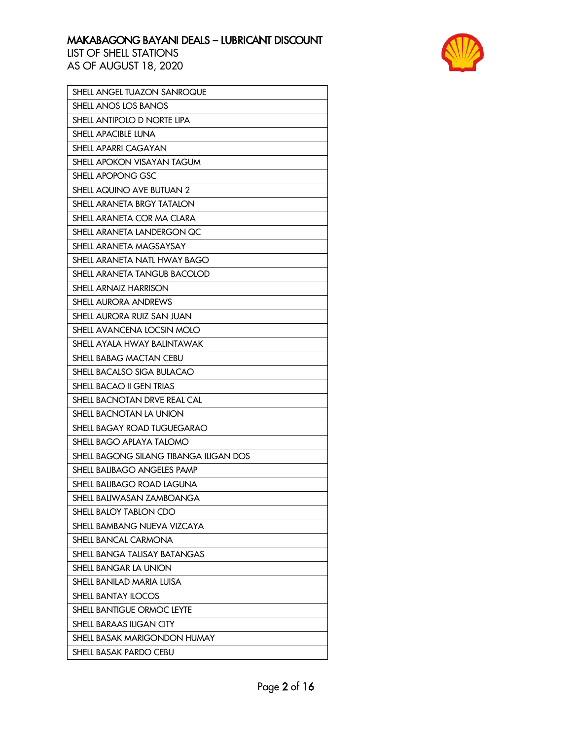| SHELL ANGEL TUAZON SANROQUE |
| --- |
| SHELL ANOS LOS BANOS |
| SHELL ANTIPOLO D NORTE LIPA |
| SHELL APACIBLE LUNA |
| SHELL APARRI CAGAYAN |
| SHELL APOKON VISAYAN TAGUM |
| SHELL APOPONG GSC |
| SHELL AQUINO AVE BUTUAN 2 |
| SHELL ARANETA BRGY TATALON |
| SHELL ARANETA COR MA CLARA |
| SHELL ARANETA LANDERGON QC |
| SHELL ARANETA MAGSAYSAY |
| SHELL ARANETA NATL HWAY BAGO |
| SHELL ARANETA TANGUB BACOLOD |
| SHELL ARNAIZ HARRISON |
| SHELL AURORA ANDREWS |
| SHELL AURORA RUIZ SAN JUAN |
| SHELL AVANCENA LOCSIN MOLO |
| SHELL AYALA HWAY BALINTAWAK |
| SHELL BABAG MACTAN CEBU |
| SHELL BACALSO SIGA BULACAO |
| SHELL BACAO II GEN TRIAS |
| SHELL BACNOTAN DRVE REAL CAL |
| SHELL BACNOTAN LA UNION |
| SHELL BAGAY ROAD TUGUEGARAO |
| SHELL BAGO APLAYA TALOMO |
| SHELL BAGONG SILANG TIBANGA ILIGAN DOS |
| SHELL BALIBAGO ANGELES PAMP |
| SHELL BALIBAGO ROAD LAGUNA |
| SHELL BALIWASAN ZAMBOANGA |
| SHELL BALOY TABLON CDO |
| SHELL BAMBANG NUEVA VIZCAYA |
| SHELL BANCAL CARMONA |
| SHELL BANGA TALISAY BATANGAS |
| SHELL BANGAR LA UNION |
| SHELL BANILAD MARIA LUISA |
| SHELL BANTAY ILOCOS |
| SHELL BANTIGUE ORMOC LEYTE |
| SHELL BARAAS ILIGAN CITY |
| SHELL BASAK MARIGONDON HUMAY |
| SHELL BASAK PARDO CEBU |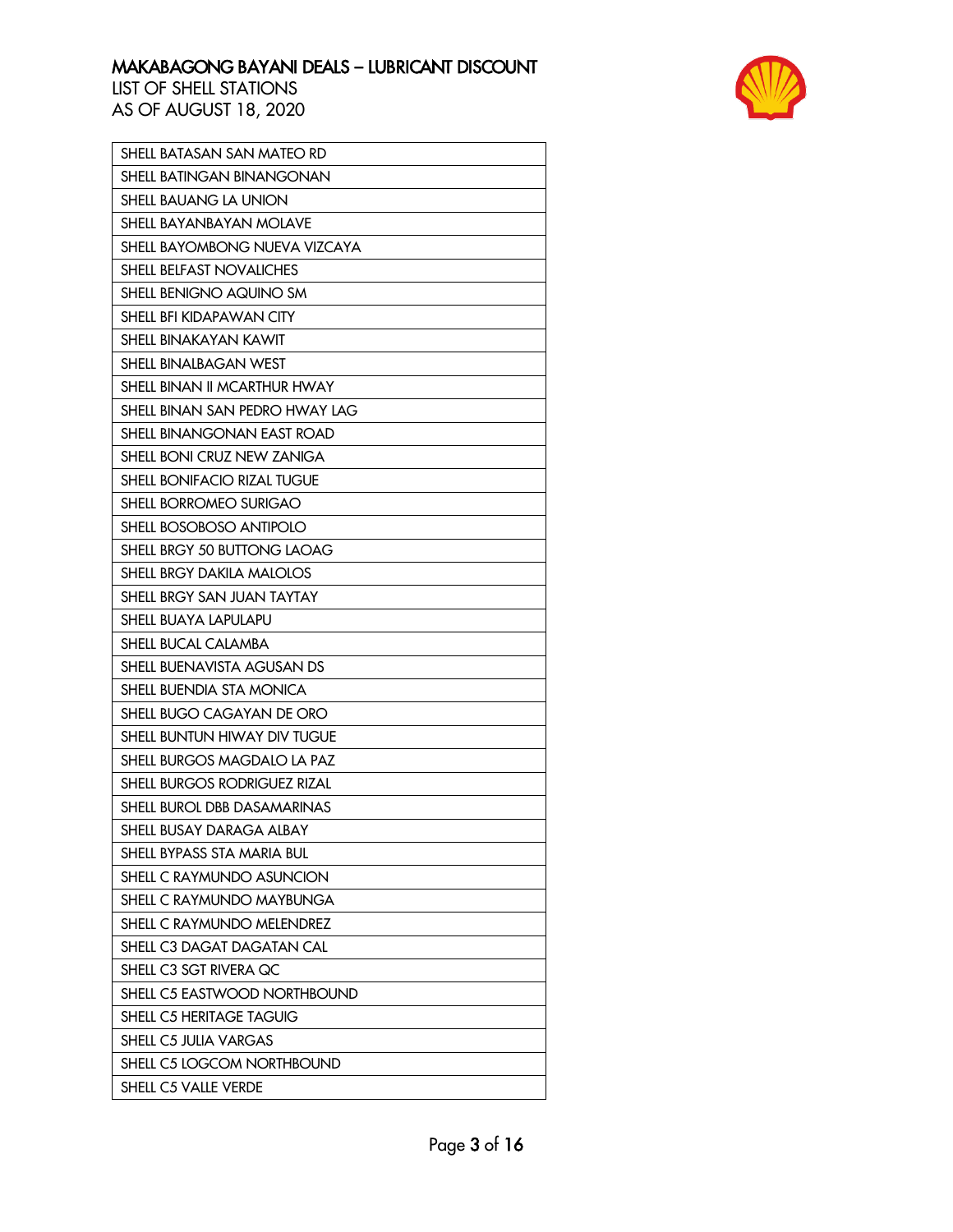# MAKABAGONG BAYANI DEALS – LUBRICANT DISCOUNT

LIST OF SHELL STATIONS
AS OF AUGUST 18, 2020

| SHELL BATASAN SAN MATEO RD |
|---|
| SHELL BATINGAN BINANGONAN |
| SHELL BAUANG LA UNION |
| SHELL BAYANBAYAN MOLAVE |
| SHELL BAYOMBONG NUEVA VIZCAYA |
| SHELL BELFAST NOVALICHES |
| SHELL BENIGNO AQUINO SM |
| SHELL BFI KIDAPAWAN CITY |
| SHELL BINAKAYAN KAWIT |
| SHELL BINALBAGAN WEST |
| SHELL BINAN II MCARTHUR HWAY |
| SHELL BINAN SAN PEDRO HWAY LAG |
| SHELL BINANGONAN EAST ROAD |
| SHELL BONI CRUZ NEW ZANIGA |
| SHELL BONIFACIO RIZAL TUGUE |
| SHELL BORROMEO SURIGAO |
| SHELL BOSOBOSO ANTIPOLO |
| SHELL BRGY 50 BUTTONG LAOAG |
| SHELL BRGY DAKILA MALOLOS |
| SHELL BRGY SAN JUAN TAYTAY |
| SHELL BUAYA LAPULAPU |
| SHELL BUCAL CALAMBA |
| SHELL BUENAVISTA AGUSAN DS |
| SHELL BUENDIA STA MONICA |
| SHELL BUGO CAGAYAN DE ORO |
| SHELL BUNTUN HIWAY DIV TUGUE |
| SHELL BURGOS MAGDALO LA PAZ |
| SHELL BURGOS RODRIGUEZ RIZAL |
| SHELL BUROL DBB DASAMARINAS |
| SHELL BUSAY DARAGA ALBAY |
| SHELL BYPASS STA MARIA BUL |
| SHELL C RAYMUNDO ASUNCION |
| SHELL C RAYMUNDO MAYBUNGA |
| SHELL C RAYMUNDO MELENDREZ |
| SHELL C3 DAGAT DAGATAN CAL |
| SHELL C3 SGT RIVERA QC |
| SHELL C5 EASTWOOD NORTHBOUND |
| SHELL C5 HERITAGE TAGUIG |
| SHELL C5 JULIA VARGAS |
| SHELL C5 LOGCOM NORTHBOUND |
| SHELL C5 VALLE VERDE |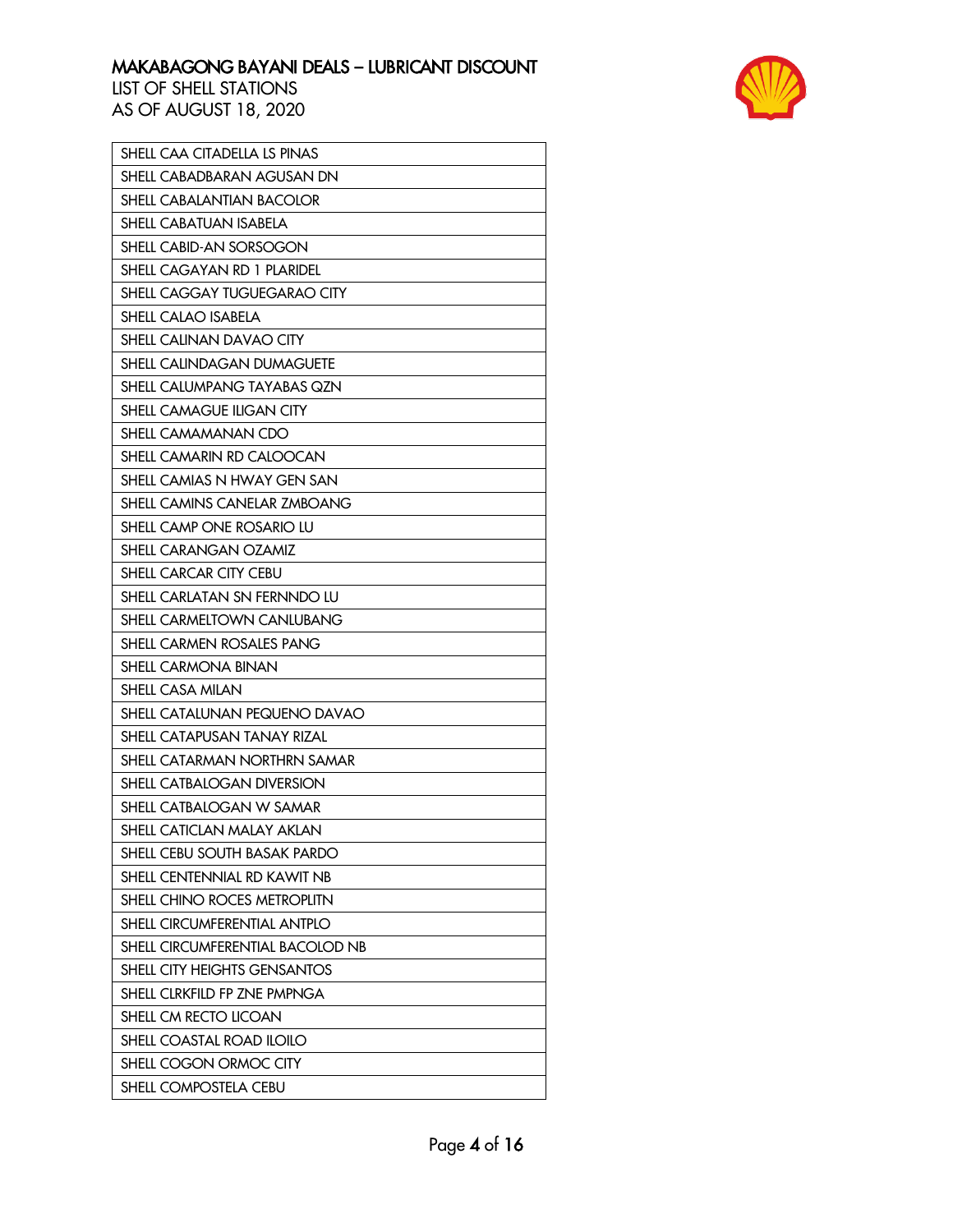# MAKABAGONG BAYANI DEALS – LUBRICANT DISCOUNT

LIST OF SHELL STATIONS
AS OF AUGUST 18, 2020

| SHELL CAA CITADELLA LS PINAS |
|---|
| SHELL CABADBARAN AGUSAN DN |
| SHELL CABALANTIAN BACOLOR |
| SHELL CABATUAN ISABELA |
| SHELL CABID-AN SORSOGON |
| SHELL CAGAYAN RD 1 PLARIDEL |
| SHELL CAGGAY TUGUEGARAO CITY |
| SHELL CALAO ISABELA |
| SHELL CALINAN DAVAO CITY |
| SHELL CALINDAGAN DUMAGUETE |
| SHELL CALUMPANG TAYABAS QZN |
| SHELL CAMAGUE ILIGAN CITY |
| SHELL CAMAMANAN CDO |
| SHELL CAMARIN RD CALOOCAN |
| SHELL CAMIAS N HWAY GEN SAN |
| SHELL CAMINS CANELAR ZMBOANG |
| SHELL CAMP ONE ROSARIO LU |
| SHELL CARANGAN OZAMIZ |
| SHELL CARCAR CITY CEBU |
| SHELL CARLATAN SN FERNNDO LU |
| SHELL CARMELTOWN CANLUBANG |
| SHELL CARMEN ROSALES PANG |
| SHELL CARMONA BINAN |
| SHELL CASA MILAN |
| SHELL CATALUNAN PEQUENO DAVAO |
| SHELL CATAPUSAN TANAY RIZAL |
| SHELL CATARMAN NORTHRN SAMAR |
| SHELL CATBALOGAN DIVERSION |
| SHELL CATBALOGAN W SAMAR |
| SHELL CATICLAN MALAY AKLAN |
| SHELL CEBU SOUTH BASAK PARDO |
| SHELL CENTENNIAL RD KAWIT NB |
| SHELL CHINO ROCES METROPLITN |
| SHELL CIRCUMFERENTIAL ANTPLO |
| SHELL CIRCUMFERENTIAL BACOLOD NB |
| SHELL CITY HEIGHTS GENSANTOS |
| SHELL CLRKFILD FP ZNE PMPNGA |
| SHELL CM RECTO LICOAN |
| SHELL COASTAL ROAD ILOILO |
| SHELL COGON ORMOC CITY |
| SHELL COMPOSTELA CEBU |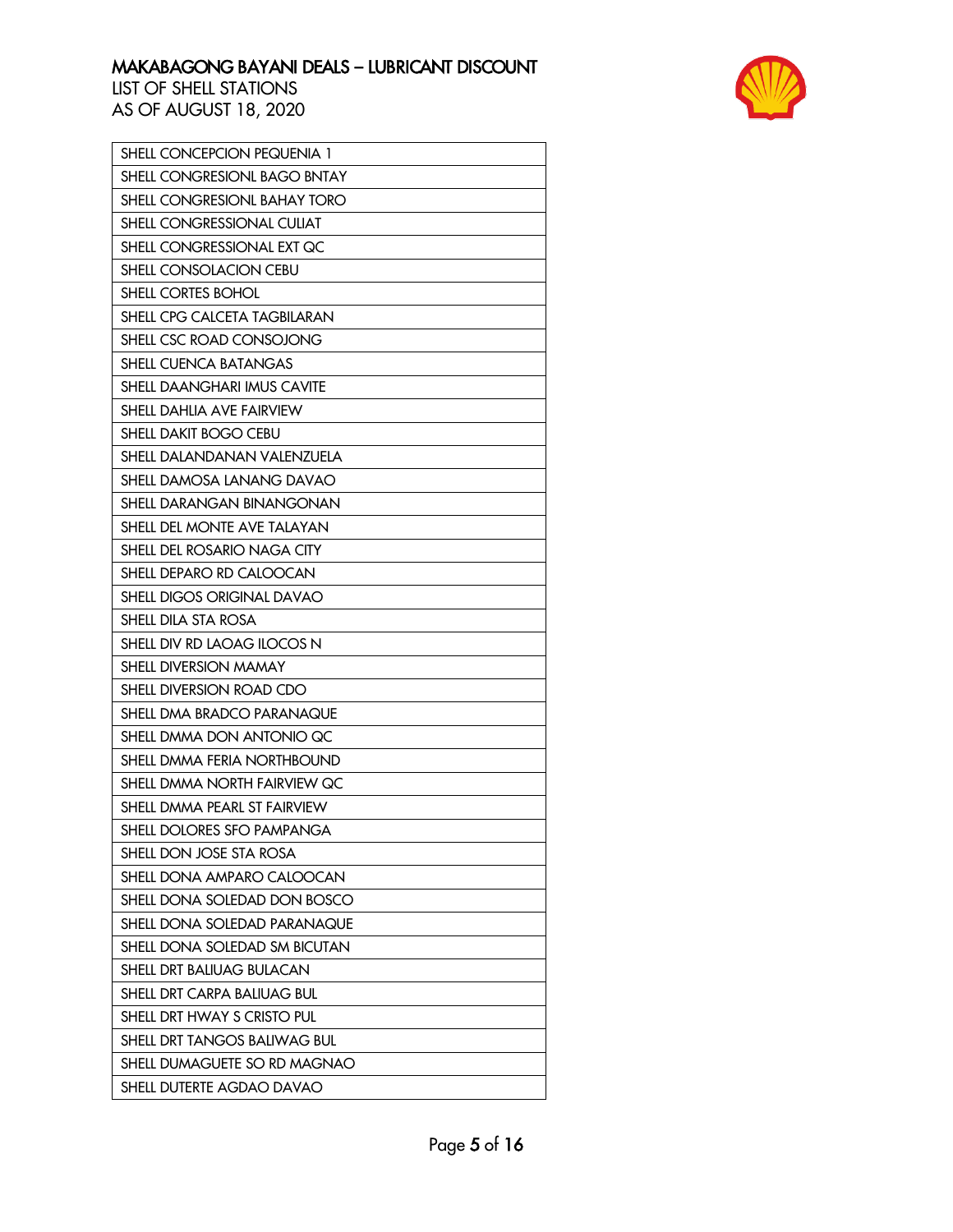# MAKABAGONG BAYANI DEALS – LUBRICANT DISCOUNT

LIST OF SHELL STATIONS
AS OF AUGUST 18, 2020

| SHELL CONCEPCION PEQUENIA 1 |
|---|
| SHELL CONGRESIONL BAGO BNTAY |
| SHELL CONGRESIONL BAHAY TORO |
| SHELL CONGRESSIONAL CULIAT |
| SHELL CONGRESSIONAL EXT QC |
| SHELL CONSOLACION CEBU |
| SHELL CORTES BOHOL |
| SHELL CPG CALCETA TAGBILARAN |
| SHELL CSC ROAD CONSOJONG |
| SHELL CUENCA BATANGAS |
| SHELL DAANGHARI IMUS CAVITE |
| SHELL DAHLIA AVE FAIRVIEW |
| SHELL DAKIT BOGO CEBU |
| SHELL DALANDANAN VALENZUELA |
| SHELL DAMOSA LANANG DAVAO |
| SHELL DARANGAN BINANGONAN |
| SHELL DEL MONTE AVE TALAYAN |
| SHELL DEL ROSARIO NAGA CITY |
| SHELL DEPARO RD CALOOCAN |
| SHELL DIGOS ORIGINAL DAVAO |
| SHELL DILA STA ROSA |
| SHELL DIV RD LAOAG ILOCOS N |
| SHELL DIVERSION MAMAY |
| SHELL DIVERSION ROAD CDO |
| SHELL DMA BRADCO PARANAQUE |
| SHELL DMMA DON ANTONIO QC |
| SHELL DMMA FERIA NORTHBOUND |
| SHELL DMMA NORTH FAIRVIEW QC |
| SHELL DMMA PEARL ST FAIRVIEW |
| SHELL DOLORES SFO PAMPANGA |
| SHELL DON JOSE STA ROSA |
| SHELL DONA AMPARO CALOOCAN |
| SHELL DONA SOLEDAD DON BOSCO |
| SHELL DONA SOLEDAD PARANAQUE |
| SHELL DONA SOLEDAD SM BICUTAN |
| SHELL DRT BALIUAG BULACAN |
| SHELL DRT CARPA BALIUAG BUL |
| SHELL DRT HWAY S CRISTO PUL |
| SHELL DRT TANGOS BALIWAG BUL |
| SHELL DUMAGUETE SO RD MAGNAO |
| SHELL DUTERTE AGDAO DAVAO |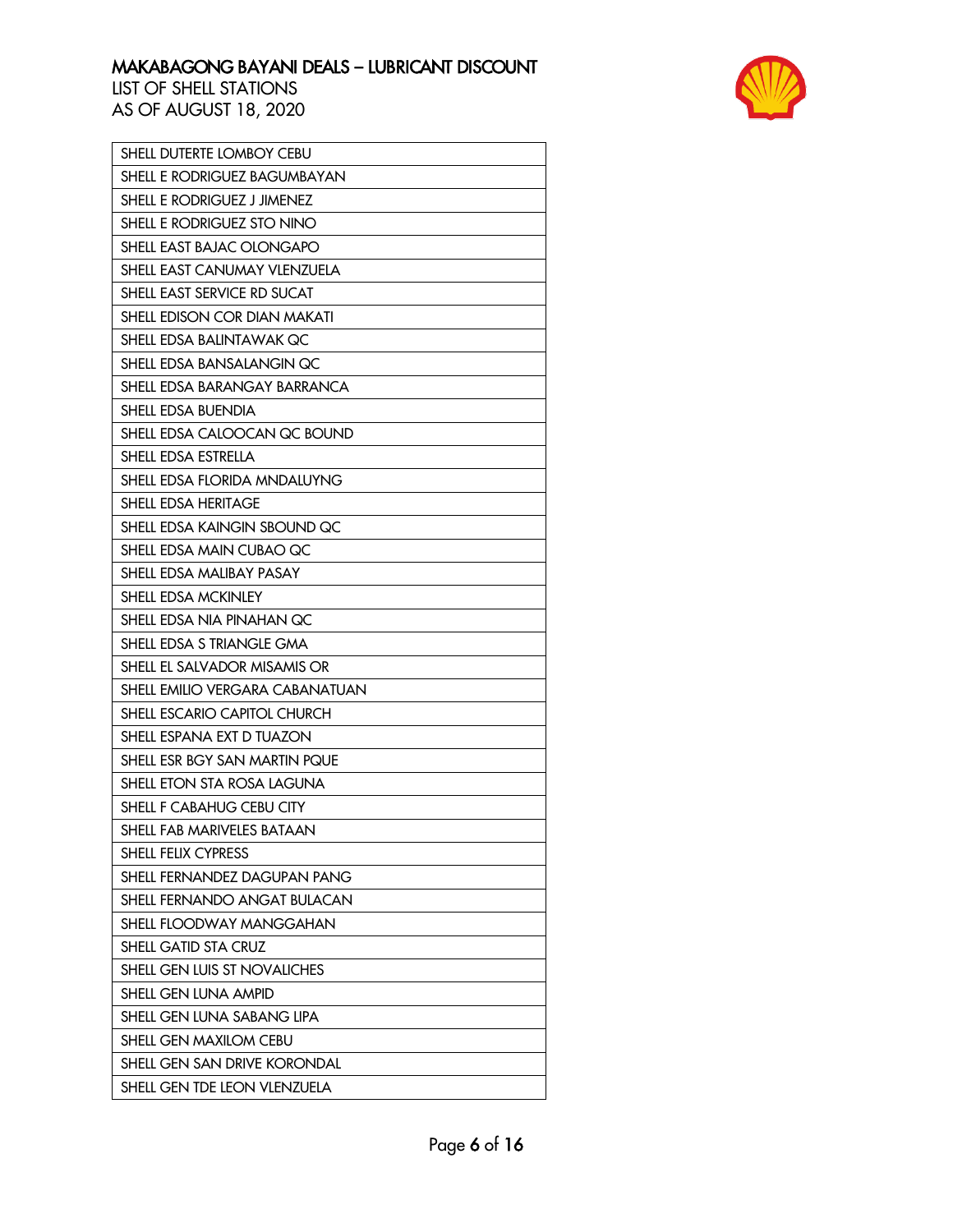MAKABAGONG BAYANI DEALS – LUBRICANT DISCOUNT
LIST OF SHELL STATIONS
AS OF AUGUST 18, 2020

| SHELL DUTERTE LOMBOY CEBU |
|---|
| SHELL E RODRIGUEZ BAGUMBAYAN |
| SHELL E RODRIGUEZ J JIMENEZ |
| SHELL E RODRIGUEZ STO NINO |
| SHELL EAST BAJAC OLONGAPO |
| SHELL EAST CANUMAY VLENZUELA |
| SHELL EAST SERVICE RD SUCAT |
| SHELL EDISON COR DIAN MAKATI |
| SHELL EDSA BALINTAWAK QC |
| SHELL EDSA BANSALANGIN QC |
| SHELL EDSA BARANGAY BARRANCA |
| SHELL EDSA BUENDIA |
| SHELL EDSA CALOOCAN QC BOUND |
| SHELL EDSA ESTRELLA |
| SHELL EDSA FLORIDA MNDALUYNG |
| SHELL EDSA HERITAGE |
| SHELL EDSA KAINGIN SBOUND QC |
| SHELL EDSA MAIN CUBAO QC |
| SHELL EDSA MALIBAY PASAY |
| SHELL EDSA MCKINLEY |
| SHELL EDSA NIA PINAHAN QC |
| SHELL EDSA S TRIANGLE GMA |
| SHELL EL SALVADOR MISAMIS OR |
| SHELL EMILIO VERGARA CABANATUAN |
| SHELL ESCARIO CAPITOL CHURCH |
| SHELL ESPANA EXT D TUAZON |
| SHELL ESR BGY SAN MARTIN PQUE |
| SHELL ETON STA ROSA LAGUNA |
| SHELL F CABAHUG CEBU CITY |
| SHELL FAB MARIVELES BATAAN |
| SHELL FELIX CYPRESS |
| SHELL FERNANDEZ DAGUPAN PANG |
| SHELL FERNANDO ANGAT BULACAN |
| SHELL FLOODWAY MANGGAHAN |
| SHELL GATID STA CRUZ |
| SHELL GEN LUIS ST NOVALICHES |
| SHELL GEN LUNA AMPID |
| SHELL GEN LUNA SABANG LIPA |
| SHELL GEN MAXILOM CEBU |
| SHELL GEN SAN DRIVE KORONDAL |
| SHELL GEN TDE LEON VLENZUELA |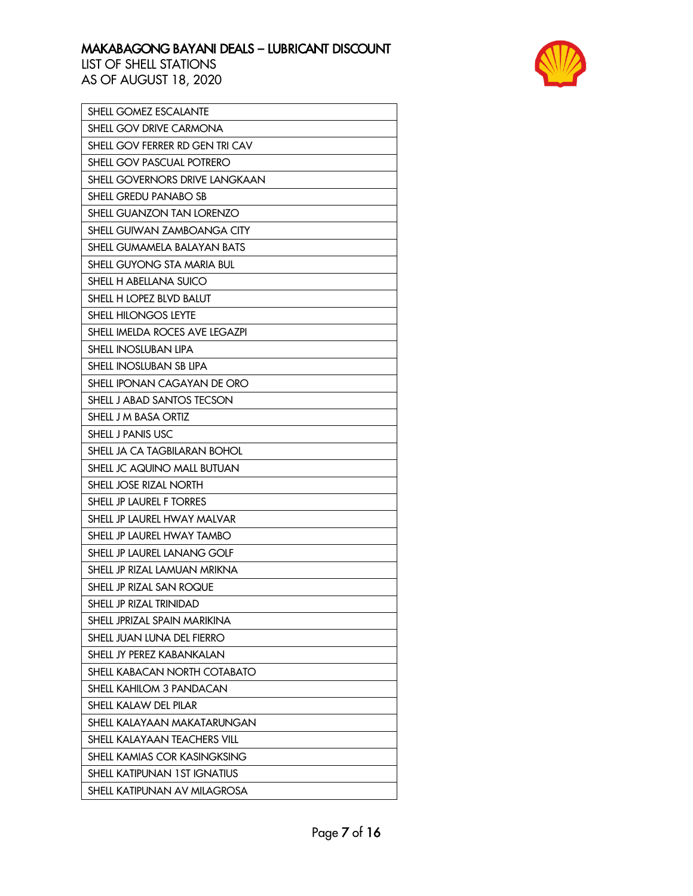# MAKABAGONG BAYANI DEALS – LUBRICANT DISCOUNT

LIST OF SHELL STATIONS
AS OF AUGUST 18, 2020

| SHELL GOMEZ ESCALANTE |
|---|
| SHELL GOV DRIVE CARMONA |
| SHELL GOV FERRER RD GEN TRI CAV |
| SHELL GOV PASCUAL POTRERO |
| SHELL GOVERNORS DRIVE LANGKAAN |
| SHELL GREDU PANABO SB |
| SHELL GUANZON TAN LORENZO |
| SHELL GUIWAN ZAMBOANGA CITY |
| SHELL GUMAMELA BALAYAN BATS |
| SHELL GUYONG STA MARIA BUL |
| SHELL H ABELLANA SUICO |
| SHELL H LOPEZ BLVD BALUT |
| SHELL HILONGOS LEYTE |
| SHELL IMELDA ROCES AVE LEGAZPI |
| SHELL INOSLUBAN LIPA |
| SHELL INOSLUBAN SB LIPA |
| SHELL IPONAN CAGAYAN DE ORO |
| SHELL J ABAD SANTOS TECSON |
| SHELL J M BASA ORTIZ |
| SHELL J PANIS USC |
| SHELL JA CA TAGBILARAN BOHOL |
| SHELL JC AQUINO MALL BUTUAN |
| SHELL JOSE RIZAL NORTH |
| SHELL JP LAUREL F TORRES |
| SHELL JP LAUREL HWAY MALVAR |
| SHELL JP LAUREL HWAY TAMBO |
| SHELL JP LAUREL LANANG GOLF |
| SHELL JP RIZAL LAMUAN MRIKNA |
| SHELL JP RIZAL SAN ROQUE |
| SHELL JP RIZAL TRINIDAD |
| SHELL JPRIZAL SPAIN MARIKINA |
| SHELL JUAN LUNA DEL FIERRO |
| SHELL JY PEREZ KABANKALAN |
| SHELL KABACAN NORTH COTABATO |
| SHELL KAHILOM 3 PANDACAN |
| SHELL KALAW DEL PILAR |
| SHELL KALAYAAN MAKATARUNGAN |
| SHELL KALAYAAN TEACHERS VILL |
| SHELL KAMIAS COR KASINGKSING |
| SHELL KATIPUNAN 1ST IGNATIUS |
| SHELL KATIPUNAN AV MILAGROSA |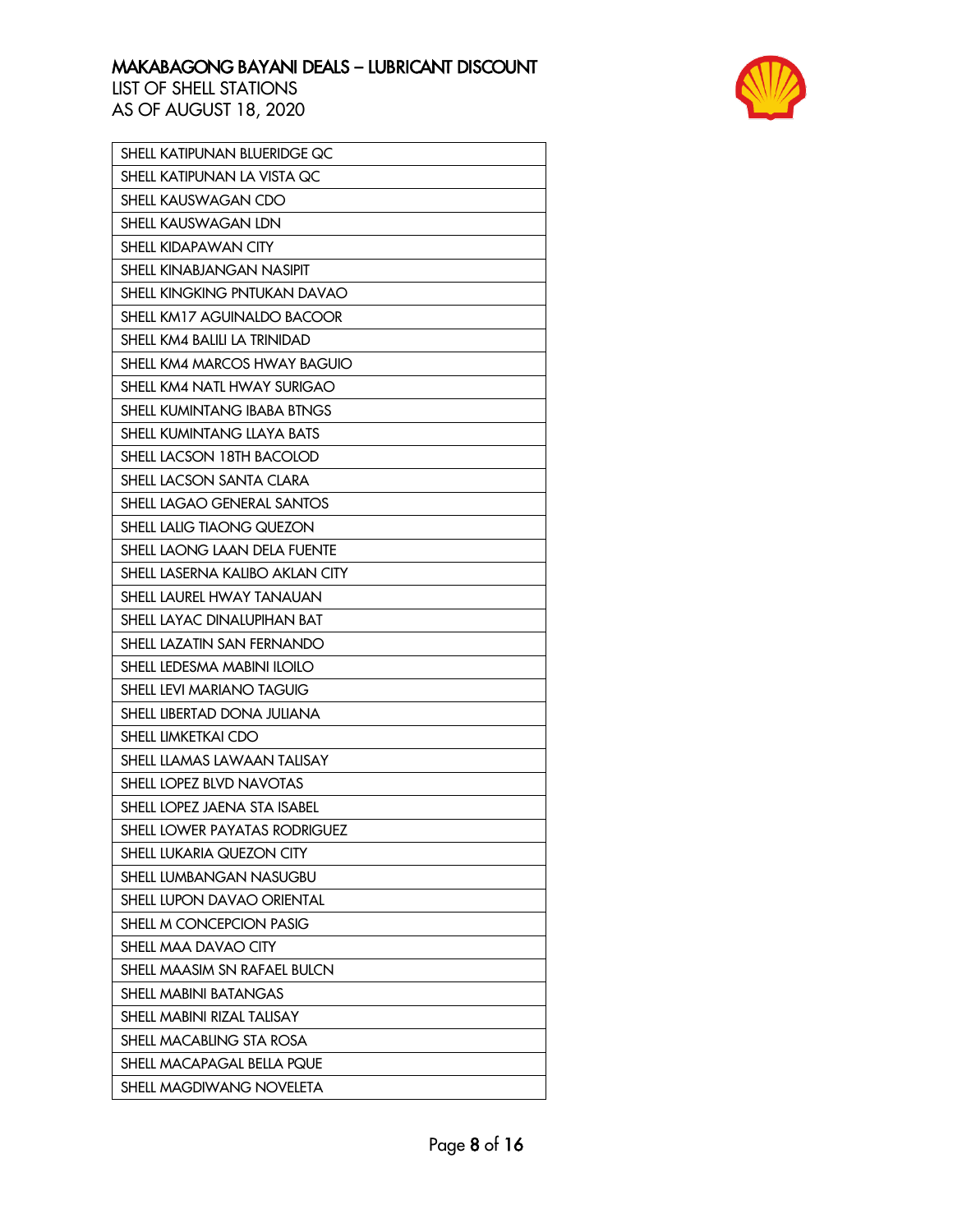# MAKABAGONG BAYANI DEALS – LUBRICANT DISCOUNT

LIST OF SHELL STATIONS
AS OF AUGUST 18, 2020

| SHELL KATIPUNAN BLUERIDGE QC |
|---|
| SHELL KATIPUNAN LA VISTA QC |
| SHELL KAUSWAGAN CDO |
| SHELL KAUSWAGAN LDN |
| SHELL KIDAPAWAN CITY |
| SHELL KINABJANGAN NASIPIT |
| SHELL KINGKING PNTUKAN DAVAO |
| SHELL KM17 AGUINALDO BACOOR |
| SHELL KM4 BALILI LA TRINIDAD |
| SHELL KM4 MARCOS HWAY BAGUIO |
| SHELL KM4 NATL HWAY SURIGAO |
| SHELL KUMINTANG IBABA BTNGS |
| SHELL KUMINTANG ILAYA BATS |
| SHELL LACSON 18TH BACOLOD |
| SHELL LACSON SANTA CLARA |
| SHELL LAGAO GENERAL SANTOS |
| SHELL LALIG TIAONG QUEZON |
| SHELL LAONG LAAN DELA FUENTE |
| SHELL LASERNA KALIBO AKLAN CITY |
| SHELL LAUREL HWAY TANAUAN |
| SHELL LAYAC DINALUPIHAN BAT |
| SHELL LAZATIN SAN FERNANDO |
| SHELL LEDESMA MABINI ILOILO |
| SHELL LEVI MARIANO TAGUIG |
| SHELL LIBERTAD DONA JULIANA |
| SHELL LIMKETKAI CDO |
| SHELL LLAMAS LAWAAN TALISAY |
| SHELL LOPEZ BLVD NAVOTAS |
| SHELL LOPEZ JAENA STA ISABEL |
| SHELL LOWER PAYATAS RODRIGUEZ |
| SHELL LUKARIA QUEZON CITY |
| SHELL LUMBANGAN NASUGBU |
| SHELL LUPON DAVAO ORIENTAL |
| SHELL M CONCEPCION PASIG |
| SHELL MAA DAVAO CITY |
| SHELL MAASIM SN RAFAEL BULCN |
| SHELL MABINI BATANGAS |
| SHELL MABINI RIZAL TALISAY |
| SHELL MACABLING STA ROSA |
| SHELL MACAPAGAL BELLA PQUE |
| SHELL MAGDIWANG NOVELETA |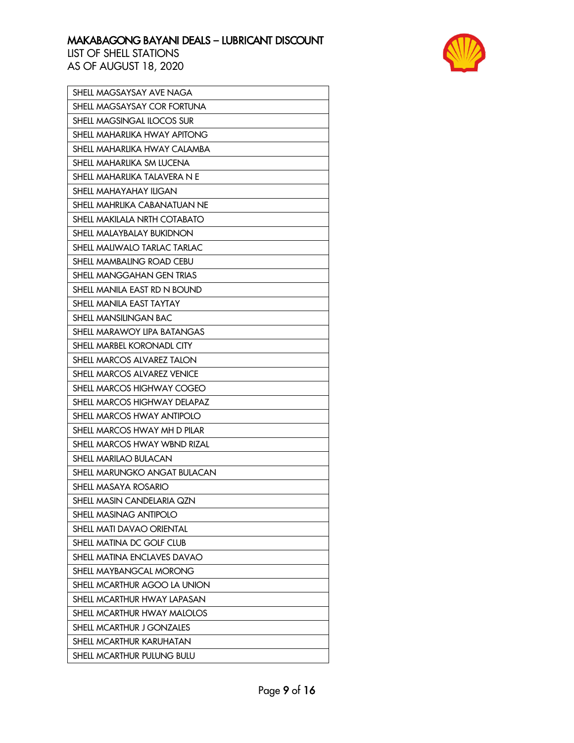# MAKABAGONG BAYANI DEALS – LUBRICANT DISCOUNT
LIST OF SHELL STATIONS
AS OF AUGUST 18, 2020

| SHELL MAGSAYSAY AVE NAGA |
|---|
| SHELL MAGSAYSAY COR FORTUNA |
| SHELL MAGSINGAL ILOCOS SUR |
| SHELL MAHARLIKA HWAY APITONG |
| SHELL MAHARLIKA HWAY CALAMBA |
| SHELL MAHARLIKA SM LUCENA |
| SHELL MAHARLIKA TALAVERA N E |
| SHELL MAHAYAHAY ILIGAN |
| SHELL MAHRLIKA CABANATUAN NE |
| SHELL MAKILALA NRTH COTABATO |
| SHELL MALAYBALAY BUKIDNON |
| SHELL MALIWALO TARLAC TARLAC |
| SHELL MAMBALING ROAD CEBU |
| SHELL MANGGAHAN GEN TRIAS |
| SHELL MANILA EAST RD N BOUND |
| SHELL MANILA EAST TAYTAY |
| SHELL MANSILINGAN BAC |
| SHELL MARAWOY LIPA BATANGAS |
| SHELL MARBEL KORONADL CITY |
| SHELL MARCOS ALVAREZ TALON |
| SHELL MARCOS ALVAREZ VENICE |
| SHELL MARCOS HIGHWAY COGEO |
| SHELL MARCOS HIGHWAY DELAPAZ |
| SHELL MARCOS HWAY ANTIPOLO |
| SHELL MARCOS HWAY MH D PILAR |
| SHELL MARCOS HWAY WBND RIZAL |
| SHELL MARILAO BULACAN |
| SHELL MARUNGKO ANGAT BULACAN |
| SHELL MASAYA ROSARIO |
| SHELL MASIN CANDELARIA QZN |
| SHELL MASINAG ANTIPOLO |
| SHELL MATI DAVAO ORIENTAL |
| SHELL MATINA DC GOLF CLUB |
| SHELL MATINA ENCLAVES DAVAO |
| SHELL MAYBANGCAL MORONG |
| SHELL MCARTHUR AGOO LA UNION |
| SHELL MCARTHUR HWAY LAPASAN |
| SHELL MCARTHUR HWAY MALOLOS |
| SHELL MCARTHUR J GONZALES |
| SHELL MCARTHUR KARUHATAN |
| SHELL MCARTHUR PULUNG BULU |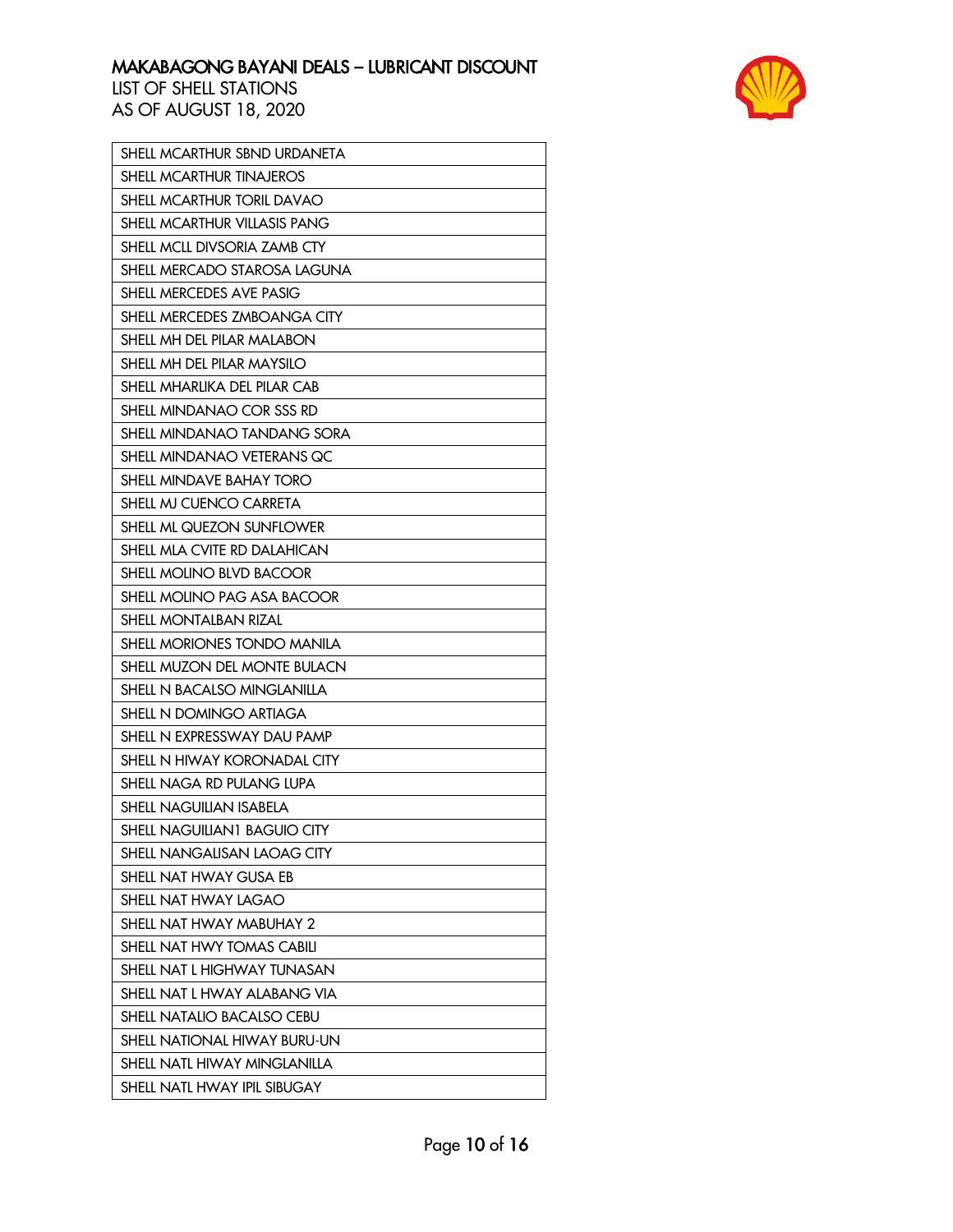# MAKABAGONG BAYANI DEALS – LUBRICANT DISCOUNT

LIST OF SHELL STATIONS
AS OF AUGUST 18, 2020

| SHELL MCARTHUR SBND URDANETA |
|---|
| SHELL MCARTHUR TINAJEROS |
| SHELL MCARTHUR TORIL DAVAO |
| SHELL MCARTHUR VILLASIS PANG |
| SHELL MCLL DIVSORIA ZAMB CTY |
| SHELL MERCADO STAROSA LAGUNA |
| SHELL MERCEDES AVE PASIG |
| SHELL MERCEDES ZMBOANGA CITY |
| SHELL MH DEL PILAR MALABON |
| SHELL MH DEL PILAR MAYSILO |
| SHELL MHARLIKA DEL PILAR CAB |
| SHELL MINDANAO COR SSS RD |
| SHELL MINDANAO TANDANG SORA |
| SHELL MINDANAO VETERANS QC |
| SHELL MINDAVE BAHAY TORO |
| SHELL MJ CUENCO CARRETA |
| SHELL ML QUEZON SUNFLOWER |
| SHELL MLA CVITE RD DALAHICAN |
| SHELL MOLINO BLVD BACOOR |
| SHELL MOLINO PAG ASA BACOOR |
| SHELL MONTALBAN RIZAL |
| SHELL MORIONES TONDO MANILA |
| SHELL MUZON DEL MONTE BULACN |
| SHELL N BACALSO MINGLANILLA |
| SHELL N DOMINGO ARTIAGA |
| SHELL N EXPRESSWAY DAU PAMP |
| SHELL N HIWAY KORONADAL CITY |
| SHELL NAGA RD PULANG LUPA |
| SHELL NAGUILIAN ISABELA |
| SHELL NAGUILIAN1 BAGUIO CITY |
| SHELL NANGALISAN LAOAG CITY |
| SHELL NAT HWAY GUSA EB |
| SHELL NAT HWAY LAGAO |
| SHELL NAT HWAY MABUHAY 2 |
| SHELL NAT HWY TOMAS CABILI |
| SHELL NAT L HIGHWAY TUNASAN |
| SHELL NAT L HWAY ALABANG VIA |
| SHELL NATALIO BACALSO CEBU |
| SHELL NATIONAL HIWAY BURU-UN |
| SHELL NATL HIWAY MINGLANILLA |
| SHELL NATL HWAY IPIL SIBUGAY |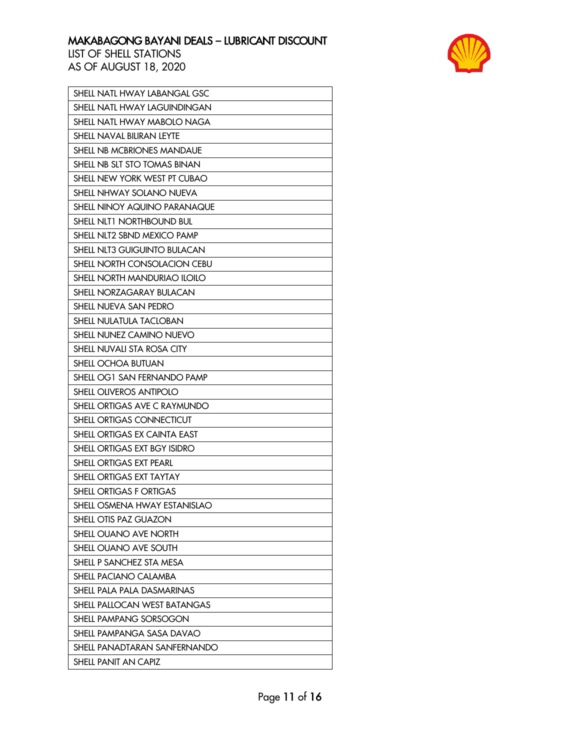# MAKABAGONG BAYANI DEALS – LUBRICANT DISCOUNT

LIST OF SHELL STATIONS
AS OF AUGUST 18, 2020

| SHELL NATL HWAY LABANGAL GSC |
|---|
| SHELL NATL HWAY LAGUINDINGAN |
| SHELL NATL HWAY MABOLO NAGA |
| SHELL NAVAL BILIRAN LEYTE |
| SHELL NB MCBRIONES MANDAUE |
| SHELL NB SLT STO TOMAS BINAN |
| SHELL NEW YORK WEST PT CUBAO |
| SHELL NHWAY SOLANO NUEVA |
| SHELL NINOY AQUINO PARANAQUE |
| SHELL NLT1 NORTHBOUND BUL |
| SHELL NLT2 SBND MEXICO PAMP |
| SHELL NLT3 GUIGUINTO BULACAN |
| SHELL NORTH CONSOLACION CEBU |
| SHELL NORTH MANDURIAO ILOILO |
| SHELL NORZAGARAY BULACAN |
| SHELL NUEVA SAN PEDRO |
| SHELL NULATULA TACLOBAN |
| SHELL NUNEZ CAMINO NUEVO |
| SHELL NUVALI STA ROSA CITY |
| SHELL OCHOA BUTUAN |
| SHELL OG1 SAN FERNANDO PAMP |
| SHELL OLIVEROS ANTIPOLO |
| SHELL ORTIGAS AVE C RAYMUNDO |
| SHELL ORTIGAS CONNECTICUT |
| SHELL ORTIGAS EX CAINTA EAST |
| SHELL ORTIGAS EXT BGY ISIDRO |
| SHELL ORTIGAS EXT PEARL |
| SHELL ORTIGAS EXT TAYTAY |
| SHELL ORTIGAS F ORTIGAS |
| SHELL OSMENA HWAY ESTANISLAO |
| SHELL OTIS PAZ GUAZON |
| SHELL OUANO AVE NORTH |
| SHELL OUANO AVE SOUTH |
| SHELL P SANCHEZ STA MESA |
| SHELL PACIANO CALAMBA |
| SHELL PALA PALA DASMARINAS |
| SHELL PALLOCAN WEST BATANGAS |
| SHELL PAMPANG SORSOGON |
| SHELL PAMPANGA SASA DAVAO |
| SHELL PANADTARAN SANFERNANDO |
| SHELL PANIT AN CAPIZ |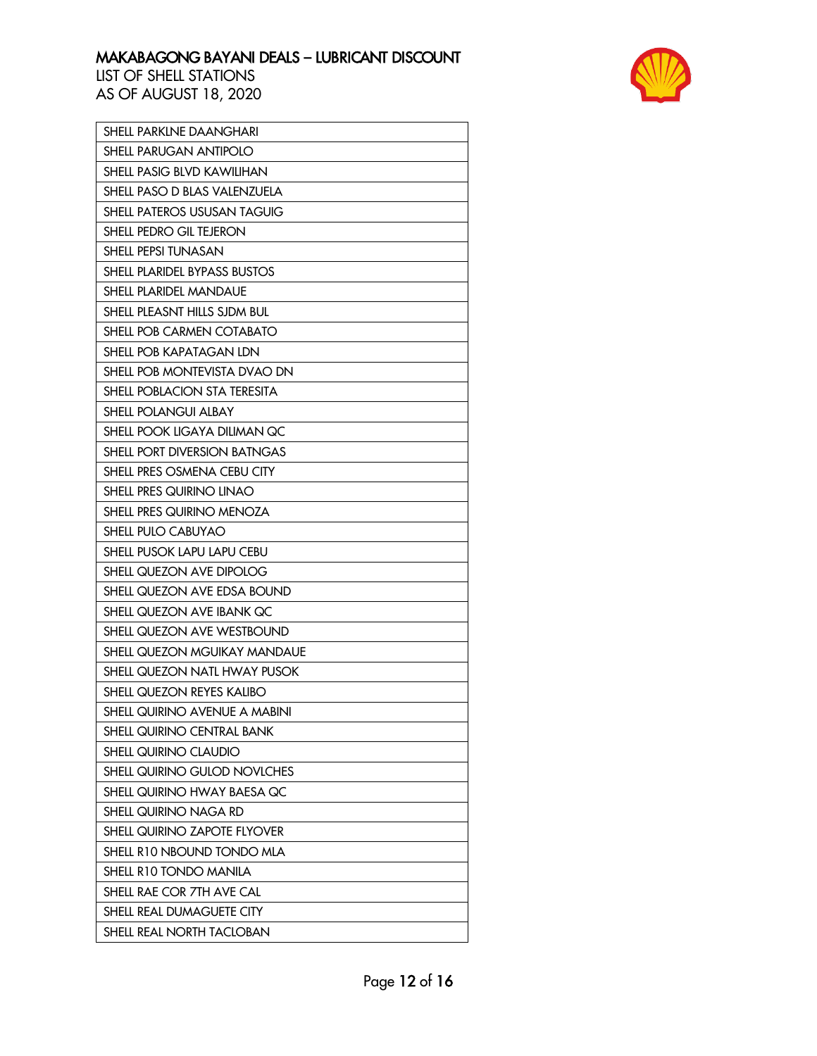# MAKABAGONG BAYANI DEALS – LUBRICANT DISCOUNT
LIST OF SHELL STATIONS
AS OF AUGUST 18, 2020

| SHELL PARKLNE DAANGHARI |
|---|
| SHELL PARUGAN ANTIPOLO |
| SHELL PASIG BLVD KAWILIHAN |
| SHELL PASO D BLAS VALENZUELA |
| SHELL PATEROS USUSAN TAGUIG |
| SHELL PEDRO GIL TEJERON |
| SHELL PEPSI TUNASAN |
| SHELL PLARIDEL BYPASS BUSTOS |
| SHELL PLARIDEL MANDAUE |
| SHELL PLEASNT HILLS SJDM BUL |
| SHELL POB CARMEN COTABATO |
| SHELL POB KAPATAGAN LDN |
| SHELL POB MONTEVISTA DVAO DN |
| SHELL POBLACION STA TERESITA |
| SHELL POLANGUI ALBAY |
| SHELL POOK LIGAYA DILIMAN QC |
| SHELL PORT DIVERSION BATNGAS |
| SHELL PRES OSMENA CEBU CITY |
| SHELL PRES QUIRINO LINAO |
| SHELL PRES QUIRINO MENOZA |
| SHELL PULO CABUYAO |
| SHELL PUSOK LAPU LAPU CEBU |
| SHELL QUEZON AVE DIPOLOG |
| SHELL QUEZON AVE EDSA BOUND |
| SHELL QUEZON AVE IBANK QC |
| SHELL QUEZON AVE WESTBOUND |
| SHELL QUEZON MGUIKAY MANDAUE |
| SHELL QUEZON NATL HWAY PUSOK |
| SHELL QUEZON REYES KALIBO |
| SHELL QUIRINO AVENUE A MABINI |
| SHELL QUIRINO CENTRAL BANK |
| SHELL QUIRINO CLAUDIO |
| SHELL QUIRINO GULOD NOVLCHES |
| SHELL QUIRINO HWAY BAESA QC |
| SHELL QUIRINO NAGA RD |
| SHELL QUIRINO ZAPOTE FLYOVER |
| SHELL R10 NBOUND TONDO MLA |
| SHELL R10 TONDO MANILA |
| SHELL RAE COR 7TH AVE CAL |
| SHELL REAL DUMAGUETE CITY |
| SHELL REAL NORTH TACLOBAN |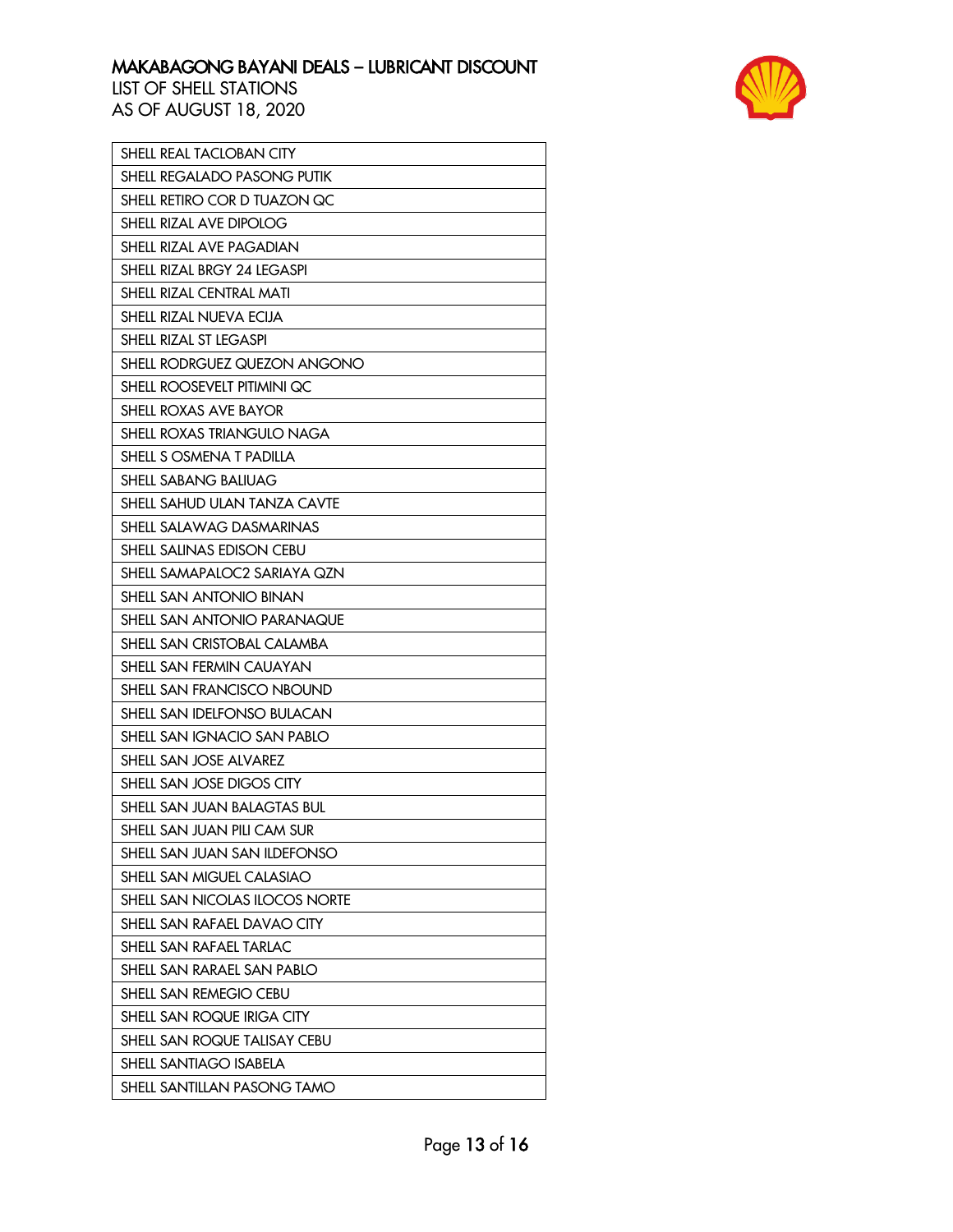# MAKABAGONG BAYANI DEALS – LUBRICANT DISCOUNT

LIST OF SHELL STATIONS

AS OF AUGUST 18, 2020

| SHELL REAL TACLOBAN CITY |
|---|
| SHELL REGALADO PASONG PUTIK |
| SHELL RETIRO COR D TUAZON QC |
| SHELL RIZAL AVE DIPOLOG |
| SHELL RIZAL AVE PAGADIAN |
| SHELL RIZAL BRGY 24 LEGASPI |
| SHELL RIZAL CENTRAL MATI |
| SHELL RIZAL NUEVA ECIJA |
| SHELL RIZAL ST LEGASPI |
| SHELL RODRGUEZ QUEZON ANGONO |
| SHELL ROOSEVELT PITIMINI QC |
| SHELL ROXAS AVE BAYOR |
| SHELL ROXAS TRIANGULO NAGA |
| SHELL S OSMENA T PADILLA |
| SHELL SABANG BALIUAG |
| SHELL SAHUD ULAN TANZA CAVTE |
| SHELL SALAWAG DASMARINAS |
| SHELL SALINAS EDISON CEBU |
| SHELL SAMAPALOC2 SARIAYA QZN |
| SHELL SAN ANTONIO BINAN |
| SHELL SAN ANTONIO PARANAQUE |
| SHELL SAN CRISTOBAL CALAMBA |
| SHELL SAN FERMIN CAUAYAN |
| SHELL SAN FRANCISCO NBOUND |
| SHELL SAN IDELFONSO BULACAN |
| SHELL SAN IGNACIO SAN PABLO |
| SHELL SAN JOSE ALVAREZ |
| SHELL SAN JOSE DIGOS CITY |
| SHELL SAN JUAN BALAGTAS BUL |
| SHELL SAN JUAN PILI CAM SUR |
| SHELL SAN JUAN SAN ILDEFONSO |
| SHELL SAN MIGUEL CALASIAO |
| SHELL SAN NICOLAS ILOCOS NORTE |
| SHELL SAN RAFAEL DAVAO CITY |
| SHELL SAN RAFAEL TARLAC |
| SHELL SAN RARAEL SAN PABLO |
| SHELL SAN REMEGIO CEBU |
| SHELL SAN ROQUE IRIGA CITY |
| SHELL SAN ROQUE TALISAY CEBU |
| SHELL SANTIAGO ISABELA |
| SHELL SANTILLAN PASONG TAMO |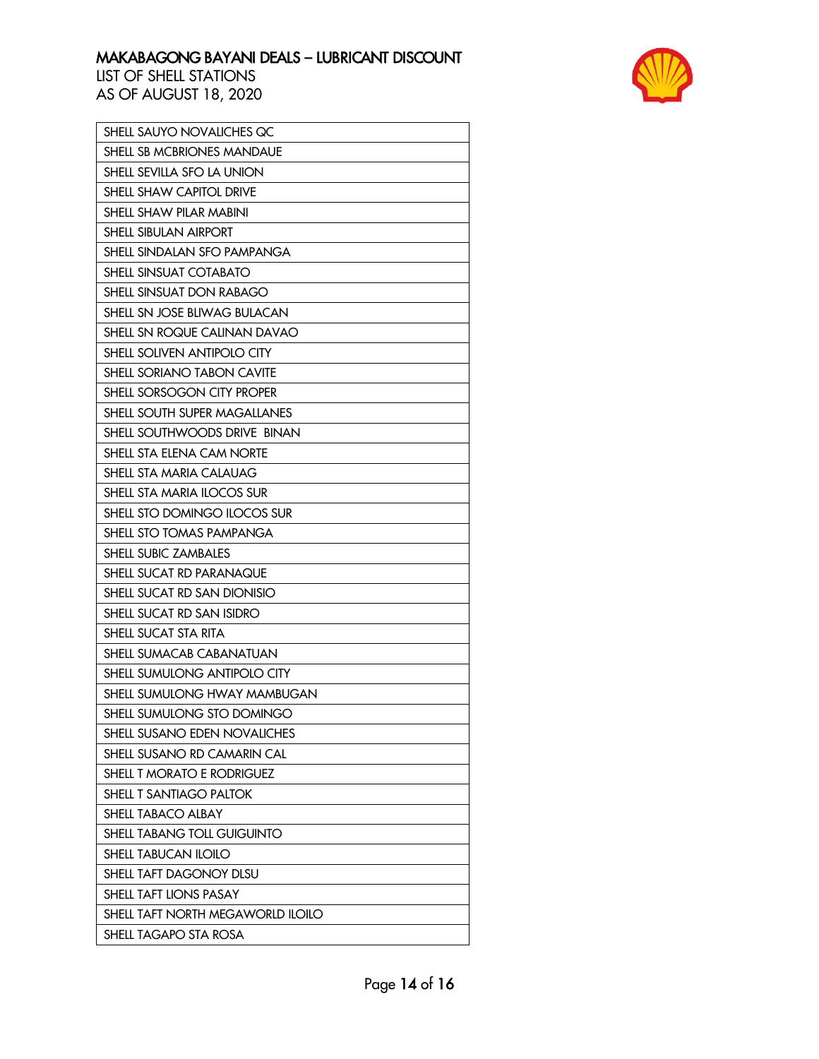# MAKABAGONG BAYANI DEALS – LUBRICANT DISCOUNT
LIST OF SHELL STATIONS
AS OF AUGUST 18, 2020

| SHELL SAUYO NOVALICHES QC |
|---|
| SHELL SB MCBRIONES MANDAUE |
| SHELL SEVILLA SFO LA UNION |
| SHELL SHAW CAPITOL DRIVE |
| SHELL SHAW PILAR MABINI |
| SHELL SIBULAN AIRPORT |
| SHELL SINDALAN SFO PAMPANGA |
| SHELL SINSUAT COTABATO |
| SHELL SINSUAT DON RABAGO |
| SHELL SN JOSE BLIWAG BULACAN |
| SHELL SN ROQUE CALINAN DAVAO |
| SHELL SOLIVEN ANTIPOLO CITY |
| SHELL SORIANO TABON CAVITE |
| SHELL SORSOGON CITY PROPER |
| SHELL SOUTH SUPER MAGALLANES |
| SHELL SOUTHWOODS DRIVE BINAN |
| SHELL STA ELENA CAM NORTE |
| SHELL STA MARIA CALAUAG |
| SHELL STA MARIA ILOCOS SUR |
| SHELL STO DOMINGO ILOCOS SUR |
| SHELL STO TOMAS PAMPANGA |
| SHELL SUBIC ZAMBALES |
| SHELL SUCAT RD PARANAQUE |
| SHELL SUCAT RD SAN DIONISIO |
| SHELL SUCAT RD SAN ISIDRO |
| SHELL SUCAT STA RITA |
| SHELL SUMACAB CABANATUAN |
| SHELL SUMULONG ANTIPOLO CITY |
| SHELL SUMULONG HWAY MAMBUGAN |
| SHELL SUMULONG STO DOMINGO |
| SHELL SUSANO EDEN NOVALICHES |
| SHELL SUSANO RD CAMARIN CAL |
| SHELL T MORATO E RODRIGUEZ |
| SHELL T SANTIAGO PALTOK |
| SHELL TABACO ALBAY |
| SHELL TABANG TOLL GUIGUINTO |
| SHELL TABUCAN ILOILO |
| SHELL TAFT DAGONOY DLSU |
| SHELL TAFT LIONS PASAY |
| SHELL TAFT NORTH MEGAWORLD ILOILO |
| SHELL TAGAPO STA ROSA |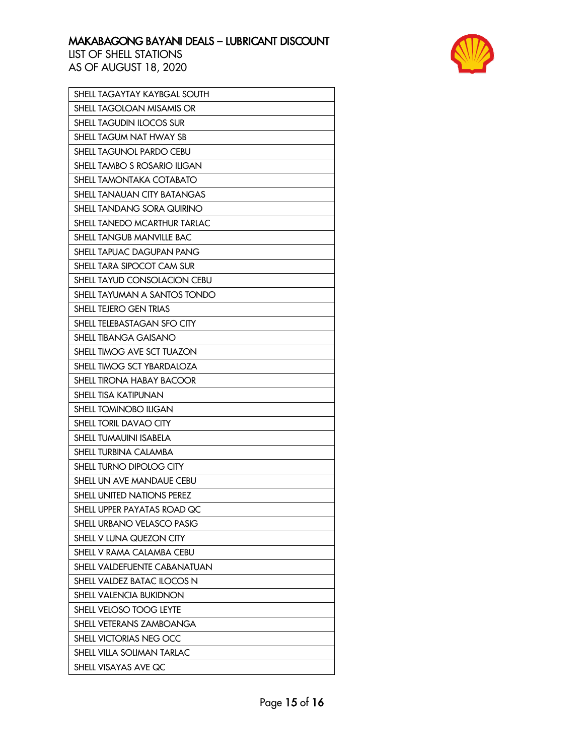# MAKABAGONG BAYANI DEALS – LUBRICANT DISCOUNT
LIST OF SHELL STATIONS
AS OF AUGUST 18, 2020

| SHELL TAGAYTAY KAYBGAL SOUTH |
|---|
| SHELL TAGOLOAN MISAMIS OR |
| SHELL TAGUDIN ILOCOS SUR |
| SHELL TAGUM NAT HWAY SB |
| SHELL TAGUNOL PARDO CEBU |
| SHELL TAMBO S ROSARIO ILIGAN |
| SHELL TAMONTAKA COTABATO |
| SHELL TANAUAN CITY BATANGAS |
| SHELL TANDANG SORA QUIRINO |
| SHELL TANEDO MCARTHUR TARLAC |
| SHELL TANGUB MANVILLE BAC |
| SHELL TAPUAC DAGUPAN PANG |
| SHELL TARA SIPOCOT CAM SUR |
| SHELL TAYUD CONSOLACION CEBU |
| SHELL TAYUMAN A SANTOS TONDO |
| SHELL TEJERO GEN TRIAS |
| SHELL TELEBASTAGAN SFO CITY |
| SHELL TIBANGA GAISANO |
| SHELL TIMOG AVE SCT TUAZON |
| SHELL TIMOG SCT YBARDALOZA |
| SHELL TIRONA HABAY BACOOR |
| SHELL TISA KATIPUNAN |
| SHELL TOMINOBO ILIGAN |
| SHELL TORIL DAVAO CITY |
| SHELL TUMAUINI ISABELA |
| SHELL TURBINA CALAMBA |
| SHELL TURNO DIPOLOG CITY |
| SHELL UN AVE MANDAUE CEBU |
| SHELL UNITED NATIONS PEREZ |
| SHELL UPPER PAYATAS ROAD QC |
| SHELL URBANO VELASCO PASIG |
| SHELL V LUNA QUEZON CITY |
| SHELL V RAMA CALAMBA CEBU |
| SHELL VALDEFUENTE CABANATUAN |
| SHELL VALDEZ BATAC ILOCOS N |
| SHELL VALENCIA BUKIDNON |
| SHELL VELOSO TOOG LEYTE |
| SHELL VETERANS ZAMBOANGA |
| SHELL VICTORIAS NEG OCC |
| SHELL VILLA SOLIMAN TARLAC |
| SHELL VISAYAS AVE QC |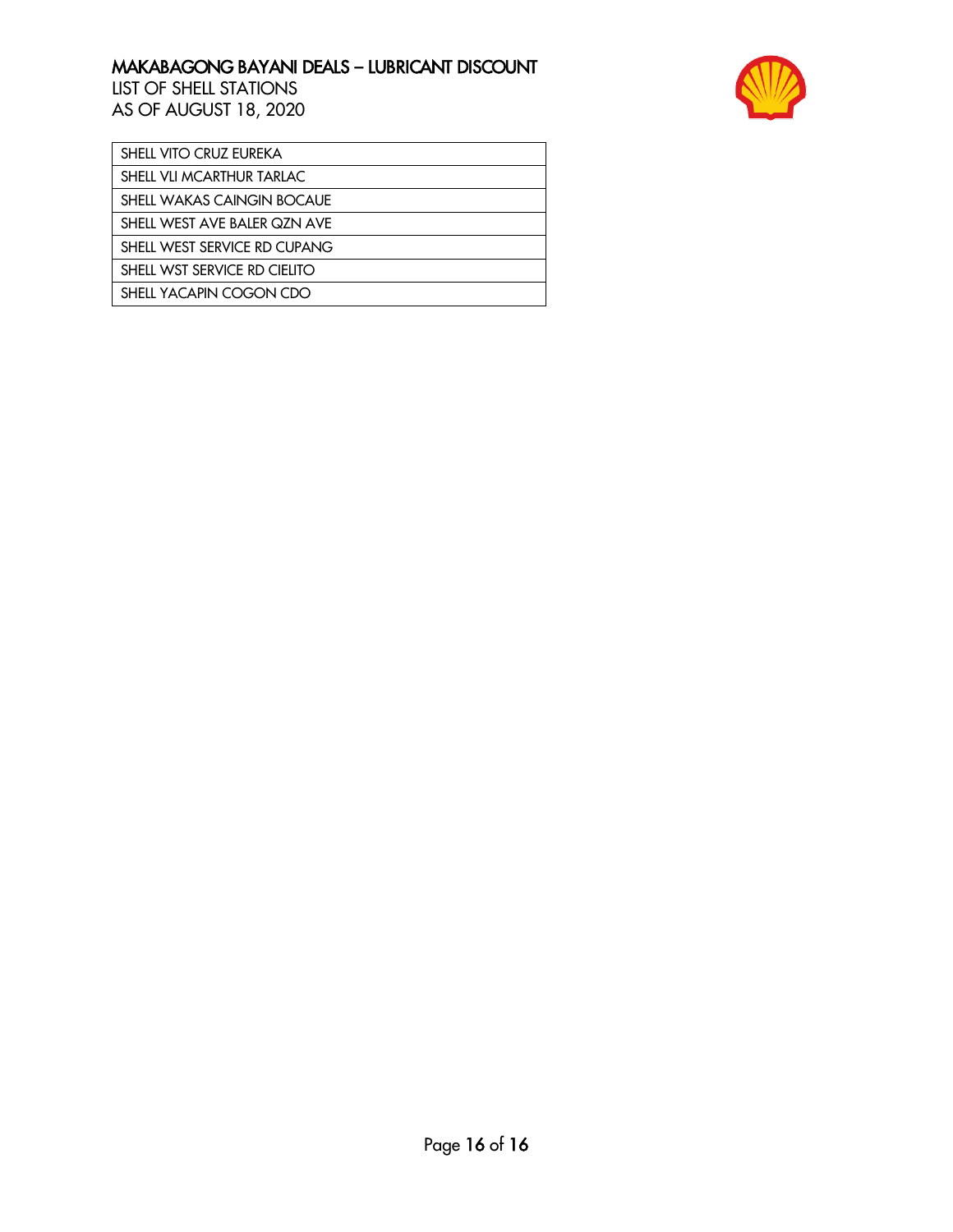# MAKABAGONG BAYANI DEALS – LUBRICANT DISCOUNT

LIST OF SHELL STATIONS
AS OF AUGUST 18, 2020

| |
|---|
| SHELL VITO CRUZ EUREKA |
| SHELL VLI MCARTHUR TARLAC |
| SHELL WAKAS CAINGIN BOCAUE |
| SHELL WEST AVE BALER QZN AVE |
| SHELL WEST SERVICE RD CUPANG |
| SHELL WST SERVICE RD CIELITO |
| SHELL YACAPIN COGON CDO |